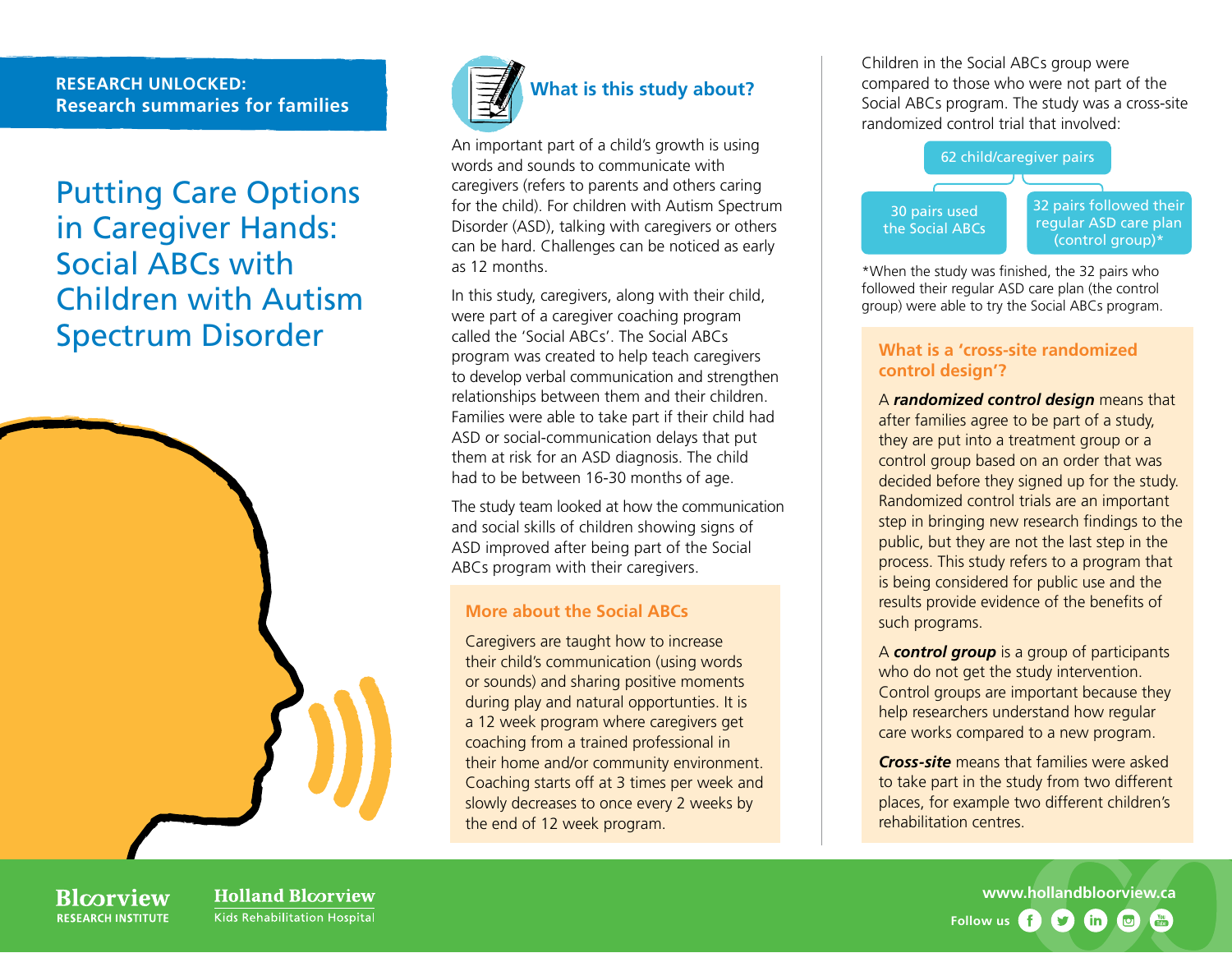**RESEARCH UNLOCKED:**
**Research summaries for families**

# Putting Care Options in Caregiver Hands: Social ABCs with Children with Autism Spectrum Disorder

## What is this study about?

An important part of a child's growth is using words and sounds to communicate with caregivers (refers to parents and others caring for the child). For children with Autism Spectrum Disorder (ASD), talking with caregivers or others can be hard. Challenges can be noticed as early as 12 months.

In this study, caregivers, along with their child, were part of a caregiver coaching program called the 'Social ABCs'. The Social ABCs program was created to help teach caregivers to develop verbal communication and strengthen relationships between them and their children. Families were able to take part if their child had ASD or social-communication delays that put them at risk for an ASD diagnosis. The child had to be between 16-30 months of age.

The study team looked at how the communication and social skills of children showing signs of ASD improved after being part of the Social ABCs program with their caregivers.

### More about the Social ABCs

Caregivers are taught how to increase their child's communication (using words or sounds) and sharing positive moments during play and natural opportunities. It is a 12 week program where caregivers get coaching from a trained professional in their home and/or community environment. Coaching starts off at 3 times per week and slowly decreases to once every 2 weeks by the end of 12 week program.

Children in the Social ABCs group were compared to those who were not part of the Social ABCs program. The study was a cross-site randomized control trial that involved:

- 62 child/caregiver pairs
  - 30 pairs used the Social ABCs
  - 32 pairs followed their regular ASD care plan (control group)*

*When the study was finished, the 32 pairs who followed their regular ASD care plan (the control group) were able to try the Social ABCs program.

### What is a 'cross-site randomized control design'?

A ***randomized control design*** means that after families agree to be part of a study, they are put into a treatment group or a control group based on an order that was decided before they signed up for the study. Randomized control trials are an important step in bringing new research findings to the public, but they are not the last step in the process. This study refers to a program that is being considered for public use and the results provide evidence of the benefits of such programs.

A ***control group*** is a group of participants who do not get the study intervention. Control groups are important because they help researchers understand how regular care works compared to a new program.

***Cross-site*** means that families were asked to take part in the study from two different places, for example two different children's rehabilitation centres.

Bloorview RESEARCH INSTITUTE | Holland Bloorview Kids Rehabilitation Hospital

www.hollandbloorview.ca

Follow us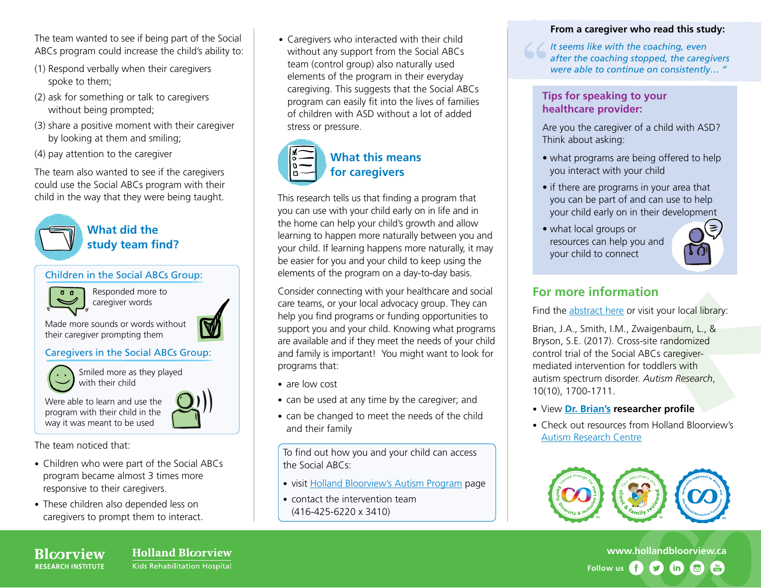The team wanted to see if being part of the Social ABCs program could increase the child's ability to:

(1) Respond verbally when their caregivers spoke to them;

(2) ask for something or talk to caregivers without being prompted;

(3) share a positive moment with their caregiver by looking at them and smiling;

(4) pay attention to the caregiver

The team also wanted to see if the caregivers could use the Social ABCs program with their child in the way that they were being taught.

## What did the study team find?

### Children in the Social ABCs Group:

Responded more to caregiver words

Made more sounds or words without their caregiver prompting them

### Caregivers in the Social ABCs Group:

Smiled more as they played with their child

Were able to learn and use the program with their child in the way it was meant to be used

The team noticed that:

- Children who were part of the Social ABCs program became almost 3 times more responsive to their caregivers.
- These children also depended less on caregivers to prompt them to interact.
- Caregivers who interacted with their child without any support from the Social ABCs team (control group) also naturally used elements of the program in their everyday caregiving. This suggests that the Social ABCs program can easily fit into the lives of families of children with ASD without a lot of added stress or pressure.

## What this means for caregivers

This research tells us that finding a program that you can use with your child early on in life and in the home can help your child's growth and allow learning to happen more naturally between you and your child. If learning happens more naturally, it may be easier for you and your child to keep using the elements of the program on a day-to-day basis.

Consider connecting with your healthcare and social care teams, or your local advocacy group. They can help you find programs or funding opportunities to support you and your child. Knowing what programs are available and if they meet the needs of your child and family is important! You might want to look for programs that:

- are low cost
- can be used at any time by the caregiver; and
- can be changed to meet the needs of the child and their family

To find out how you and your child can access the Social ABCs:

- visit Holland Bloorview's Autism Program page
- contact the intervention team (416-425-6220 x 3410)

**From a caregiver who read this study:**

*"It seems like with the coaching, even after the coaching stopped, the caregivers were able to continue on consistently…"*

## Tips for speaking to your healthcare provider:

Are you the caregiver of a child with ASD? Think about asking:

- what programs are being offered to help you interact with your child
- if there are programs in your area that you can be part of and can use to help your child early on in their development
- what local groups or resources can help you and your child to connect

## For more information

Find the abstract here or visit your local library:

Brian, J.A., Smith, I.M., Zwaigenbaum, L., & Bryson, S.E. (2017). Cross-site randomized control trial of the Social ABCs caregiver-mediated intervention for toddlers with autism spectrum disorder. *Autism Research*, 10(10), 1700-1711.

- View **Dr. Brian's researcher profile**
- Check out resources from Holland Bloorview's Autism Research Centre

Bloorview RESEARCH INSTITUTE

Holland Bloorview Kids Rehabilitation Hospital

www.hollandbloorview.ca

Follow us